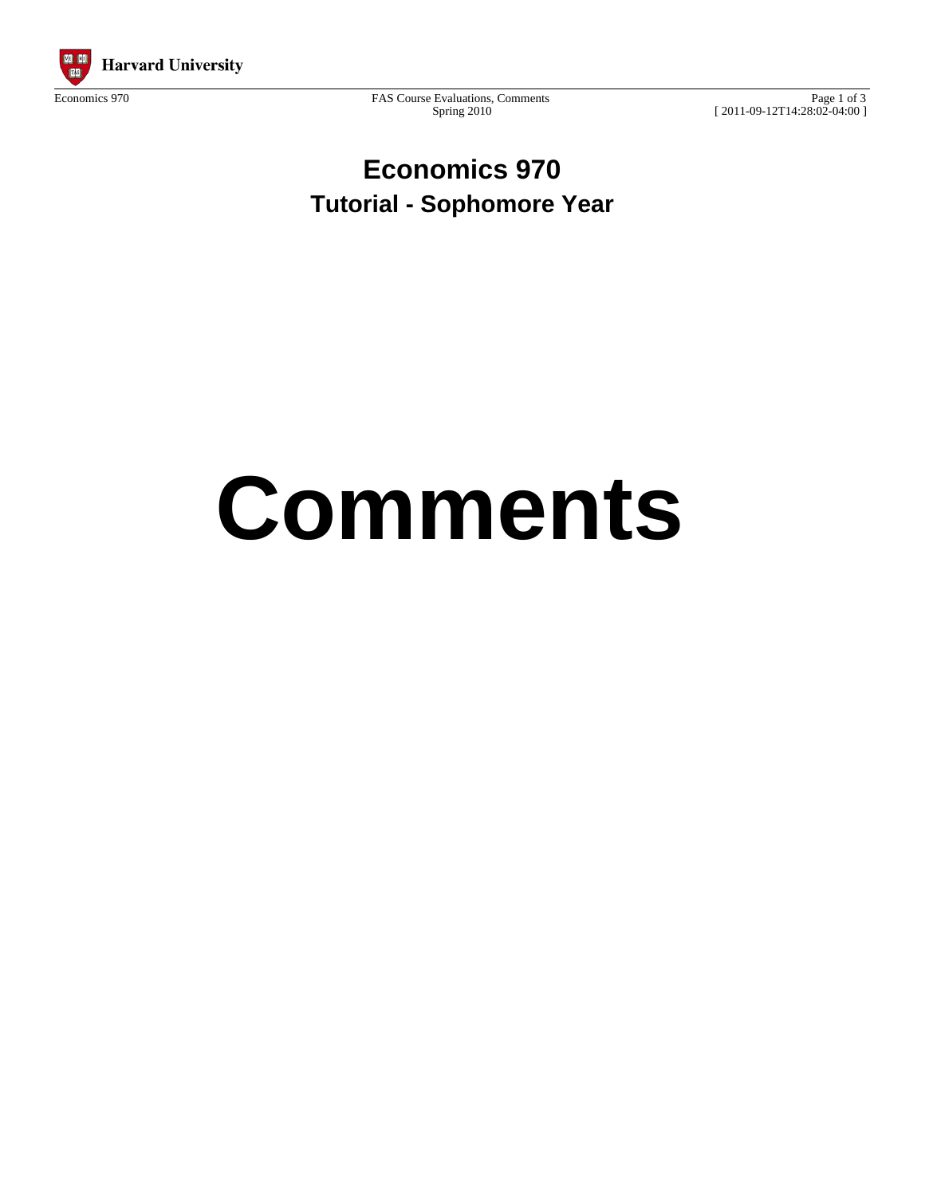# Economics 970

## Tutorial - Sophomore Year

# Comments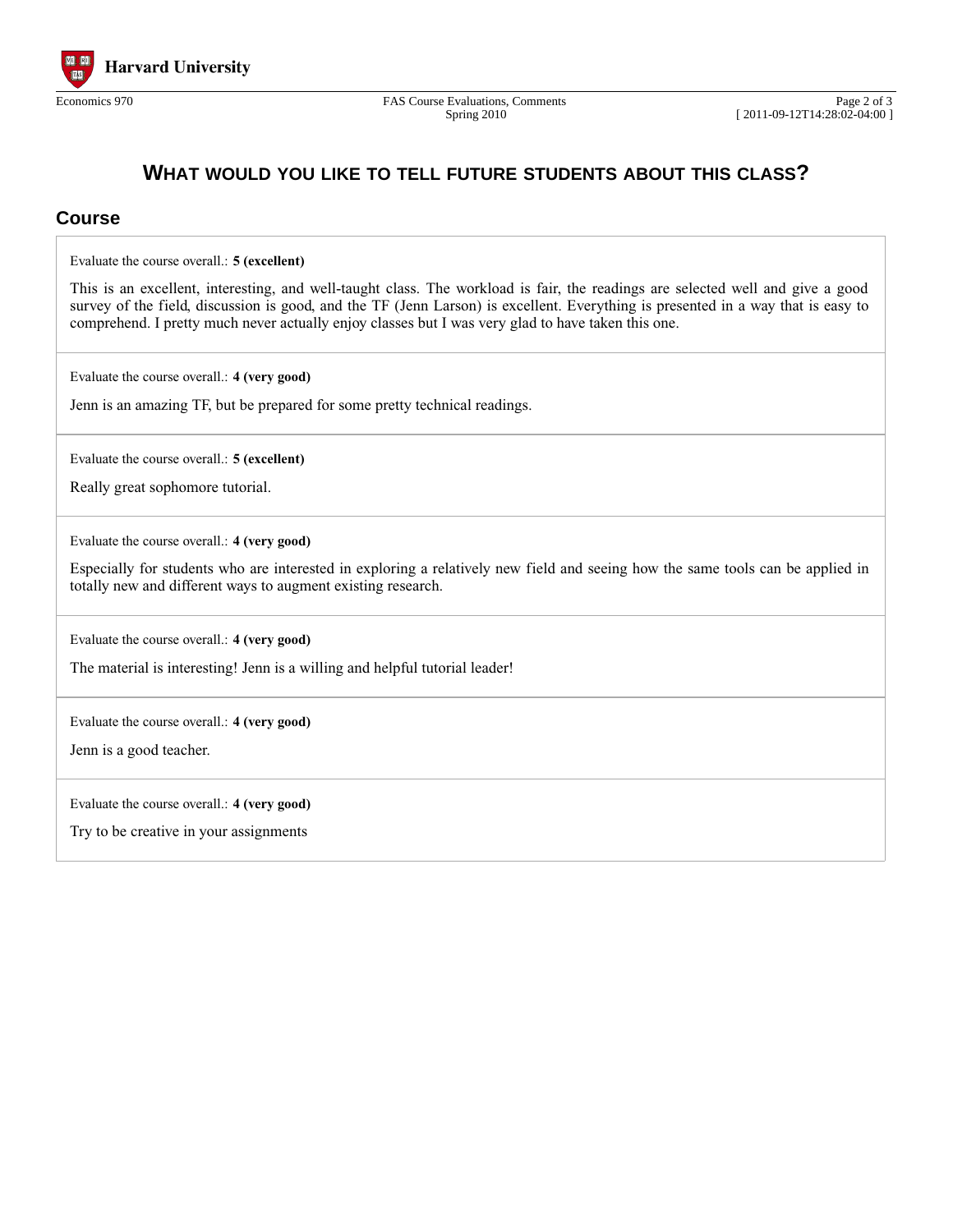# WHAT WOULD YOU LIKE TO TELL FUTURE STUDENTS ABOUT THIS CLASS?

## Course

Evaluate the course overall.: **5 (excellent)**

This is an excellent, interesting, and well-taught class. The workload is fair, the readings are selected well and give a good survey of the field, discussion is good, and the TF (Jenn Larson) is excellent. Everything is presented in a way that is easy to comprehend. I pretty much never actually enjoy classes but I was very glad to have taken this one.

---

Evaluate the course overall.: **4 (very good)**

Jenn is an amazing TF, but be prepared for some pretty technical readings.

---

Evaluate the course overall.: **5 (excellent)**

Really great sophomore tutorial.

---

Evaluate the course overall.: **4 (very good)**

Especially for students who are interested in exploring a relatively new field and seeing how the same tools can be applied in totally new and different ways to augment existing research.

---

Evaluate the course overall.: **4 (very good)**

The material is interesting! Jenn is a willing and helpful tutorial leader!

---

Evaluate the course overall.: **4 (very good)**

Jenn is a good teacher.

---

Evaluate the course overall.: **4 (very good)**

Try to be creative in your assignments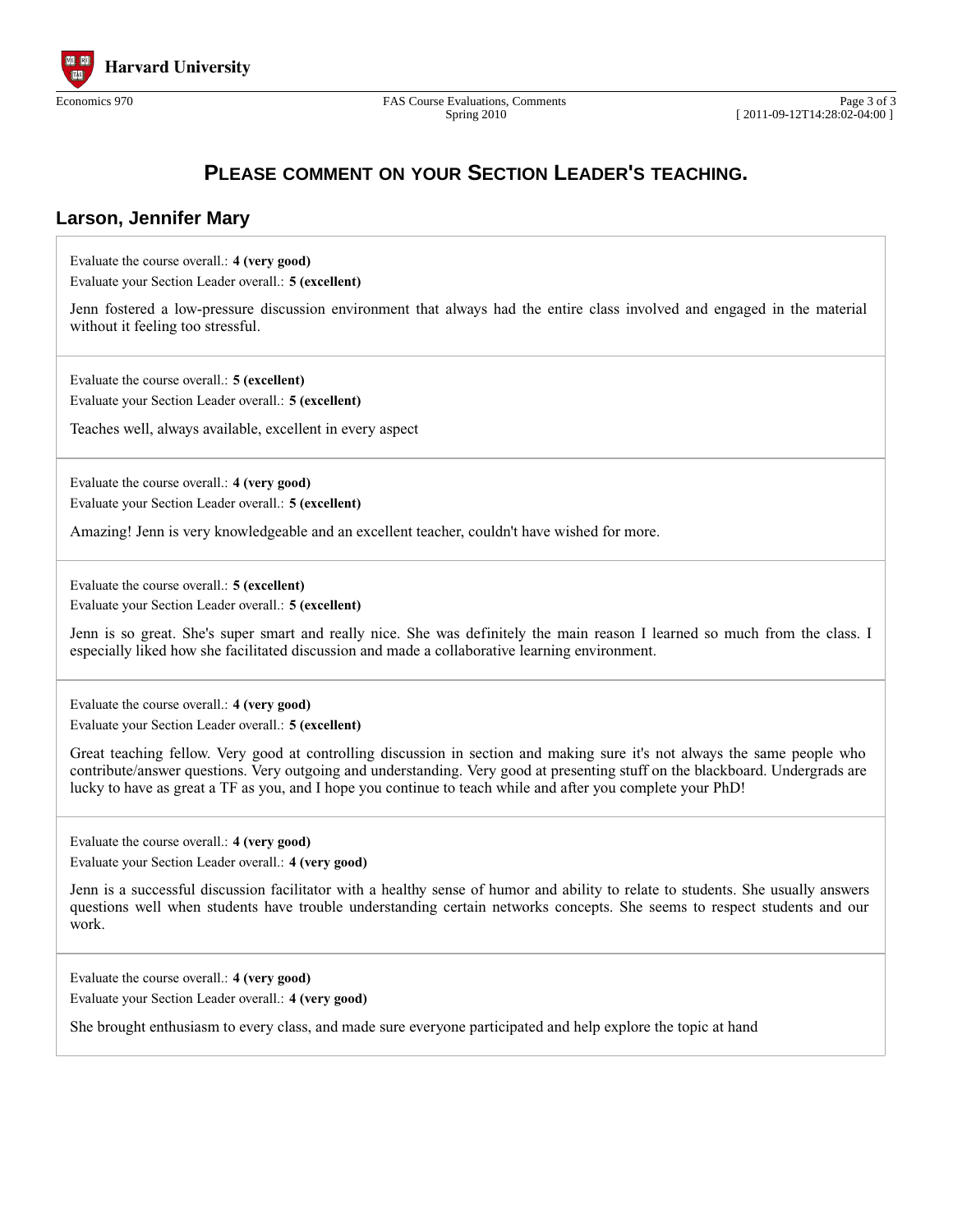# Please comment on your Section Leader's teaching.

## Larson, Jennifer Mary

Evaluate the course overall.: **4 (very good)**
Evaluate your Section Leader overall.: **5 (excellent)**

Jenn fostered a low-pressure discussion environment that always had the entire class involved and engaged in the material without it feeling too stressful.

---

Evaluate the course overall.: **5 (excellent)**
Evaluate your Section Leader overall.: **5 (excellent)**

Teaches well, always available, excellent in every aspect

---

Evaluate the course overall.: **4 (very good)**
Evaluate your Section Leader overall.: **5 (excellent)**

Amazing! Jenn is very knowledgeable and an excellent teacher, couldn't have wished for more.

---

Evaluate the course overall.: **5 (excellent)**
Evaluate your Section Leader overall.: **5 (excellent)**

Jenn is so great. She's super smart and really nice. She was definitely the main reason I learned so much from the class. I especially liked how she facilitated discussion and made a collaborative learning environment.

---

Evaluate the course overall.: **4 (very good)**
Evaluate your Section Leader overall.: **5 (excellent)**

Great teaching fellow. Very good at controlling discussion in section and making sure it's not always the same people who contribute/answer questions. Very outgoing and understanding. Very good at presenting stuff on the blackboard. Undergrads are lucky to have as great a TF as you, and I hope you continue to teach while and after you complete your PhD!

---

Evaluate the course overall.: **4 (very good)**
Evaluate your Section Leader overall.: **4 (very good)**

Jenn is a successful discussion facilitator with a healthy sense of humor and ability to relate to students. She usually answers questions well when students have trouble understanding certain networks concepts. She seems to respect students and our work.

---

Evaluate the course overall.: **4 (very good)**
Evaluate your Section Leader overall.: **4 (very good)**

She brought enthusiasm to every class, and made sure everyone participated and help explore the topic at hand